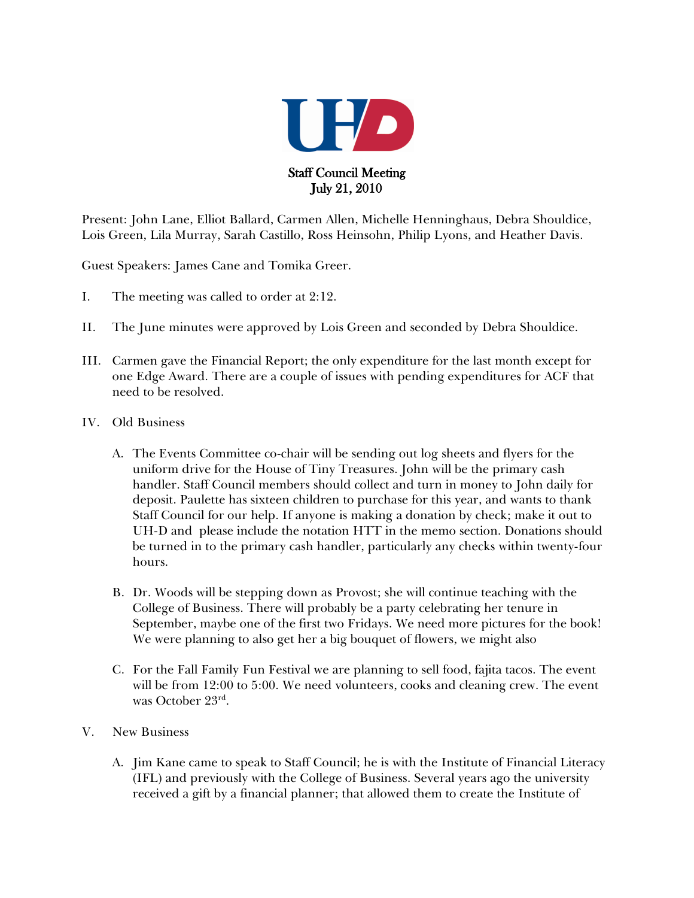UHD

# Staff Council Meeting
## July 21, 2010

Present: John Lane, Elliot Ballard, Carmen Allen, Michelle Henninghaus, Debra Shouldice, Lois Green, Lila Murray, Sarah Castillo, Ross Heinsohn, Philip Lyons, and Heather Davis.

Guest Speakers: James Cane and Tomika Greer.

I. The meeting was called to order at 2:12.

II. The June minutes were approved by Lois Green and seconded by Debra Shouldice.

III. Carmen gave the Financial Report; the only expenditure for the last month except for one Edge Award. There are a couple of issues with pending expenditures for ACF that need to be resolved.

IV. Old Business

   A. The Events Committee co-chair will be sending out log sheets and flyers for the uniform drive for the House of Tiny Treasures. John will be the primary cash handler. Staff Council members should collect and turn in money to John daily for deposit. Paulette has sixteen children to purchase for this year, and wants to thank Staff Council for our help. If anyone is making a donation by check; make it out to UH-D and please include the notation HTT in the memo section. Donations should be turned in to the primary cash handler, particularly any checks within twenty-four hours.

   B. Dr. Woods will be stepping down as Provost; she will continue teaching with the College of Business. There will probably be a party celebrating her tenure in September, maybe one of the first two Fridays. We need more pictures for the book! We were planning to also get her a big bouquet of flowers, we might also

   C. For the Fall Family Fun Festival we are planning to sell food, fajita tacos. The event will be from 12:00 to 5:00. We need volunteers, cooks and cleaning crew. The event was October 23rd.

V. New Business

   A. Jim Kane came to speak to Staff Council; he is with the Institute of Financial Literacy (IFL) and previously with the College of Business. Several years ago the university received a gift by a financial planner; that allowed them to create the Institute of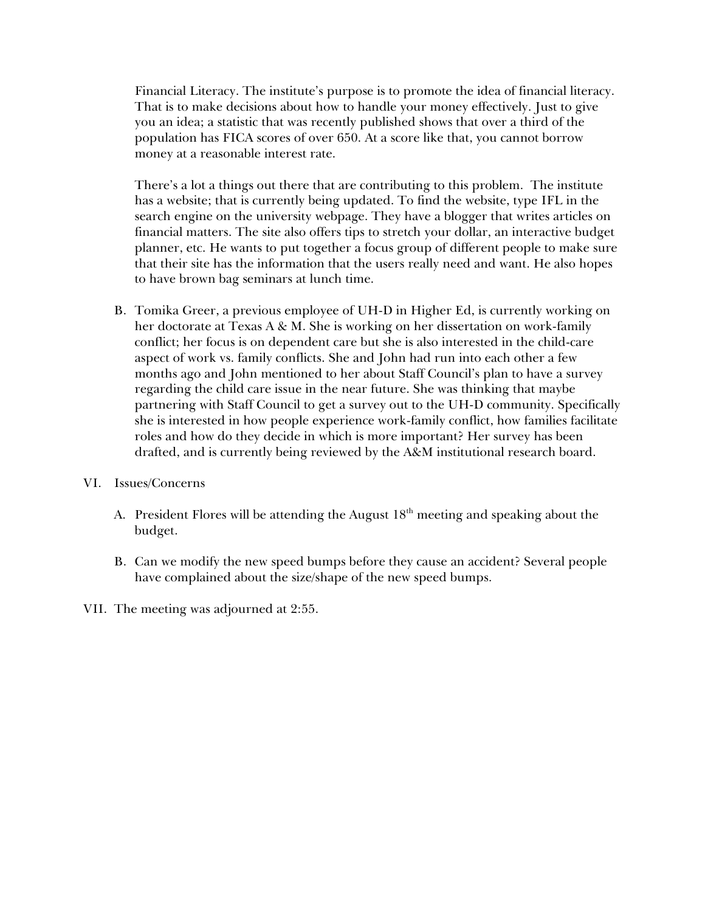Financial Literacy. The institute's purpose is to promote the idea of financial literacy. That is to make decisions about how to handle your money effectively. Just to give you an idea; a statistic that was recently published shows that over a third of the population has FICA scores of over 650. At a score like that, you cannot borrow money at a reasonable interest rate.

There's a lot a things out there that are contributing to this problem. The institute has a website; that is currently being updated. To find the website, type IFL in the search engine on the university webpage. They have a blogger that writes articles on financial matters. The site also offers tips to stretch your dollar, an interactive budget planner, etc. He wants to put together a focus group of different people to make sure that their site has the information that the users really need and want. He also hopes to have brown bag seminars at lunch time.

B. Tomika Greer, a previous employee of UH-D in Higher Ed, is currently working on her doctorate at Texas A & M. She is working on her dissertation on work-family conflict; her focus is on dependent care but she is also interested in the child-care aspect of work vs. family conflicts. She and John had run into each other a few months ago and John mentioned to her about Staff Council's plan to have a survey regarding the child care issue in the near future. She was thinking that maybe partnering with Staff Council to get a survey out to the UH-D community. Specifically she is interested in how people experience work-family conflict, how families facilitate roles and how do they decide in which is more important? Her survey has been drafted, and is currently being reviewed by the A&M institutional research board.

VI. Issues/Concerns

A. President Flores will be attending the August 18th meeting and speaking about the budget.

B. Can we modify the new speed bumps before they cause an accident? Several people have complained about the size/shape of the new speed bumps.

VII. The meeting was adjourned at 2:55.